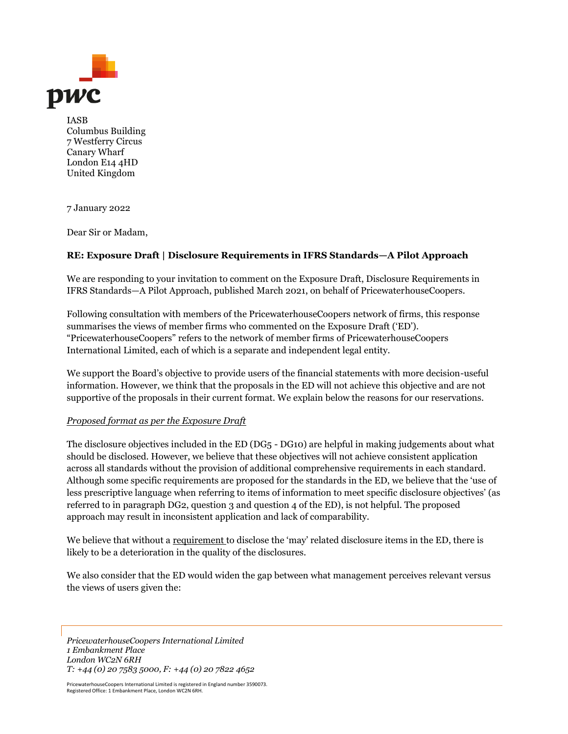IASB
Columbus Building
7 Westferry Circus
Canary Wharf
London E14 4HD
United Kingdom

7 January 2022

Dear Sir or Madam,

**RE: Exposure Draft | Disclosure Requirements in IFRS Standards—A Pilot Approach**

We are responding to your invitation to comment on the Exposure Draft, Disclosure Requirements in IFRS Standards—A Pilot Approach, published March 2021, on behalf of PricewaterhouseCoopers.

Following consultation with members of the PricewaterhouseCoopers network of firms, this response summarises the views of member firms who commented on the Exposure Draft ('ED'). "PricewaterhouseCoopers" refers to the network of member firms of PricewaterhouseCoopers International Limited, each of which is a separate and independent legal entity.

We support the Board's objective to provide users of the financial statements with more decision-useful information. However, we think that the proposals in the ED will not achieve this objective and are not supportive of the proposals in their current format. We explain below the reasons for our reservations.

*Proposed format as per the Exposure Draft*

The disclosure objectives included in the ED (DG5 - DG10) are helpful in making judgements about what should be disclosed. However, we believe that these objectives will not achieve consistent application across all standards without the provision of additional comprehensive requirements in each standard. Although some specific requirements are proposed for the standards in the ED, we believe that the 'use of less prescriptive language when referring to items of information to meet specific disclosure objectives' (as referred to in paragraph DG2, question 3 and question 4 of the ED), is not helpful. The proposed approach may result in inconsistent application and lack of comparability.

We believe that without a requirement to disclose the 'may' related disclosure items in the ED, there is likely to be a deterioration in the quality of the disclosures.

We also consider that the ED would widen the gap between what management perceives relevant versus the views of users given the:

*PricewaterhouseCoopers International Limited*
*1 Embankment Place*
*London WC2N 6RH*
*T: +44 (0) 20 7583 5000, F: +44 (0) 20 7822 4652*

PricewaterhouseCoopers International Limited is registered in England number 3590073.
Registered Office: 1 Embankment Place, London WC2N 6RH.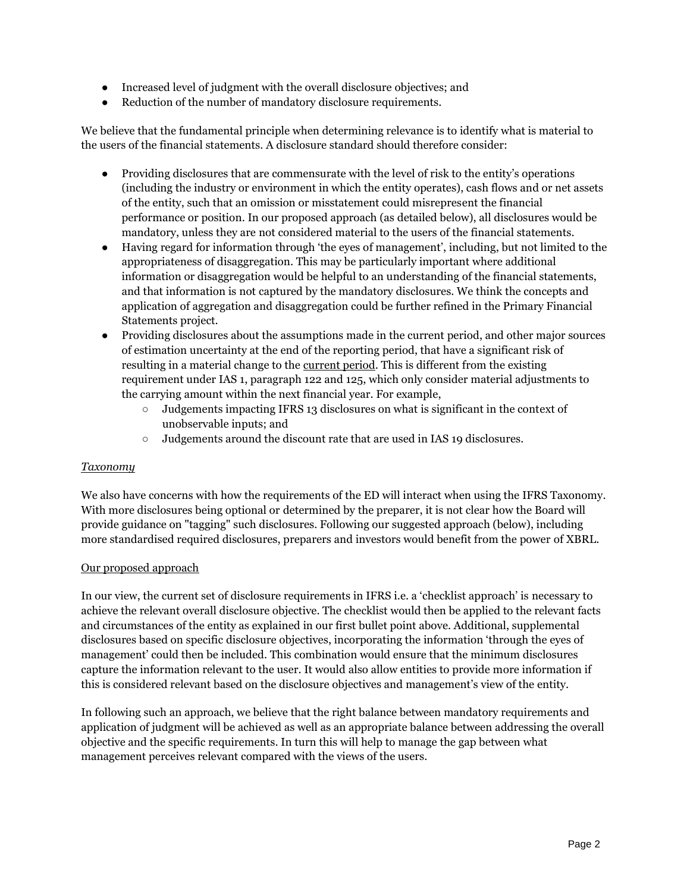- Increased level of judgment with the overall disclosure objectives; and
- Reduction of the number of mandatory disclosure requirements.

We believe that the fundamental principle when determining relevance is to identify what is material to the users of the financial statements. A disclosure standard should therefore consider:

- Providing disclosures that are commensurate with the level of risk to the entity's operations (including the industry or environment in which the entity operates), cash flows and or net assets of the entity, such that an omission or misstatement could misrepresent the financial performance or position. In our proposed approach (as detailed below), all disclosures would be mandatory, unless they are not considered material to the users of the financial statements.
- Having regard for information through 'the eyes of management', including, but not limited to the appropriateness of disaggregation. This may be particularly important where additional information or disaggregation would be helpful to an understanding of the financial statements, and that information is not captured by the mandatory disclosures. We think the concepts and application of aggregation and disaggregation could be further refined in the Primary Financial Statements project.
- Providing disclosures about the assumptions made in the current period, and other major sources of estimation uncertainty at the end of the reporting period, that have a significant risk of resulting in a material change to the <u>current period</u>. This is different from the existing requirement under IAS 1, paragraph 122 and 125, which only consider material adjustments to the carrying amount within the next financial year. For example,
  - Judgements impacting IFRS 13 disclosures on what is significant in the context of unobservable inputs; and
  - Judgements around the discount rate that are used in IAS 19 disclosures.

*<u>Taxonomy</u>*

We also have concerns with how the requirements of the ED will interact when using the IFRS Taxonomy. With more disclosures being optional or determined by the preparer, it is not clear how the Board will provide guidance on "tagging" such disclosures. Following our suggested approach (below), including more standardised required disclosures, preparers and investors would benefit from the power of XBRL.

<u>Our proposed approach</u>

In our view, the current set of disclosure requirements in IFRS i.e. a 'checklist approach' is necessary to achieve the relevant overall disclosure objective. The checklist would then be applied to the relevant facts and circumstances of the entity as explained in our first bullet point above. Additional, supplemental disclosures based on specific disclosure objectives, incorporating the information 'through the eyes of management' could then be included. This combination would ensure that the minimum disclosures capture the information relevant to the user. It would also allow entities to provide more information if this is considered relevant based on the disclosure objectives and management's view of the entity.

In following such an approach, we believe that the right balance between mandatory requirements and application of judgment will be achieved as well as an appropriate balance between addressing the overall objective and the specific requirements. In turn this will help to manage the gap between what management perceives relevant compared with the views of the users.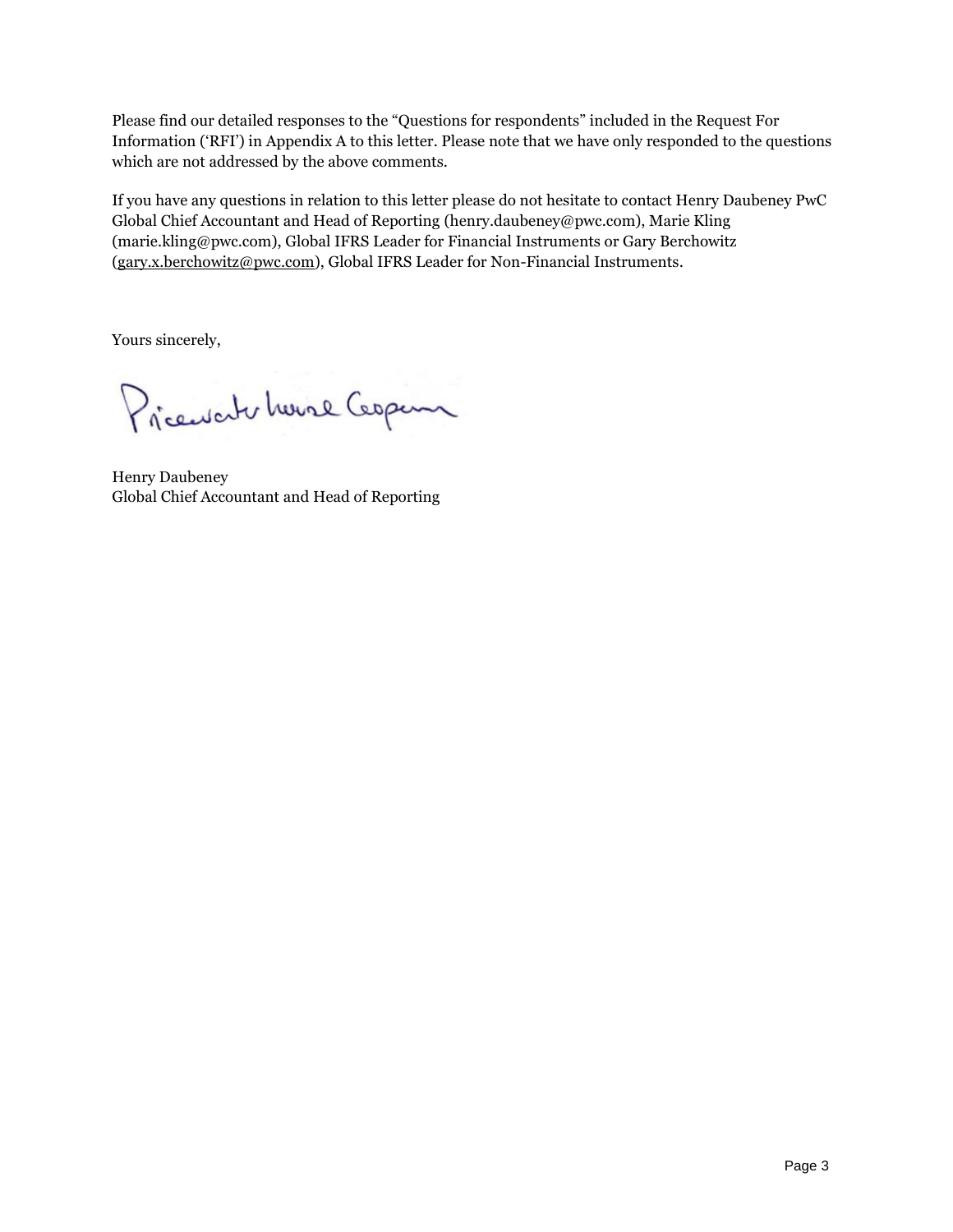Please find our detailed responses to the "Questions for respondents" included in the Request For Information ('RFI') in Appendix A to this letter. Please note that we have only responded to the questions which are not addressed by the above comments.

If you have any questions in relation to this letter please do not hesitate to contact Henry Daubeney PwC Global Chief Accountant and Head of Reporting (henry.daubeney@pwc.com), Marie Kling (marie.kling@pwc.com), Global IFRS Leader for Financial Instruments or Gary Berchowitz (gary.x.berchowitz@pwc.com), Global IFRS Leader for Non-Financial Instruments.

Yours sincerely,

PricewaterhouseCoopers

Henry Daubeney
Global Chief Accountant and Head of Reporting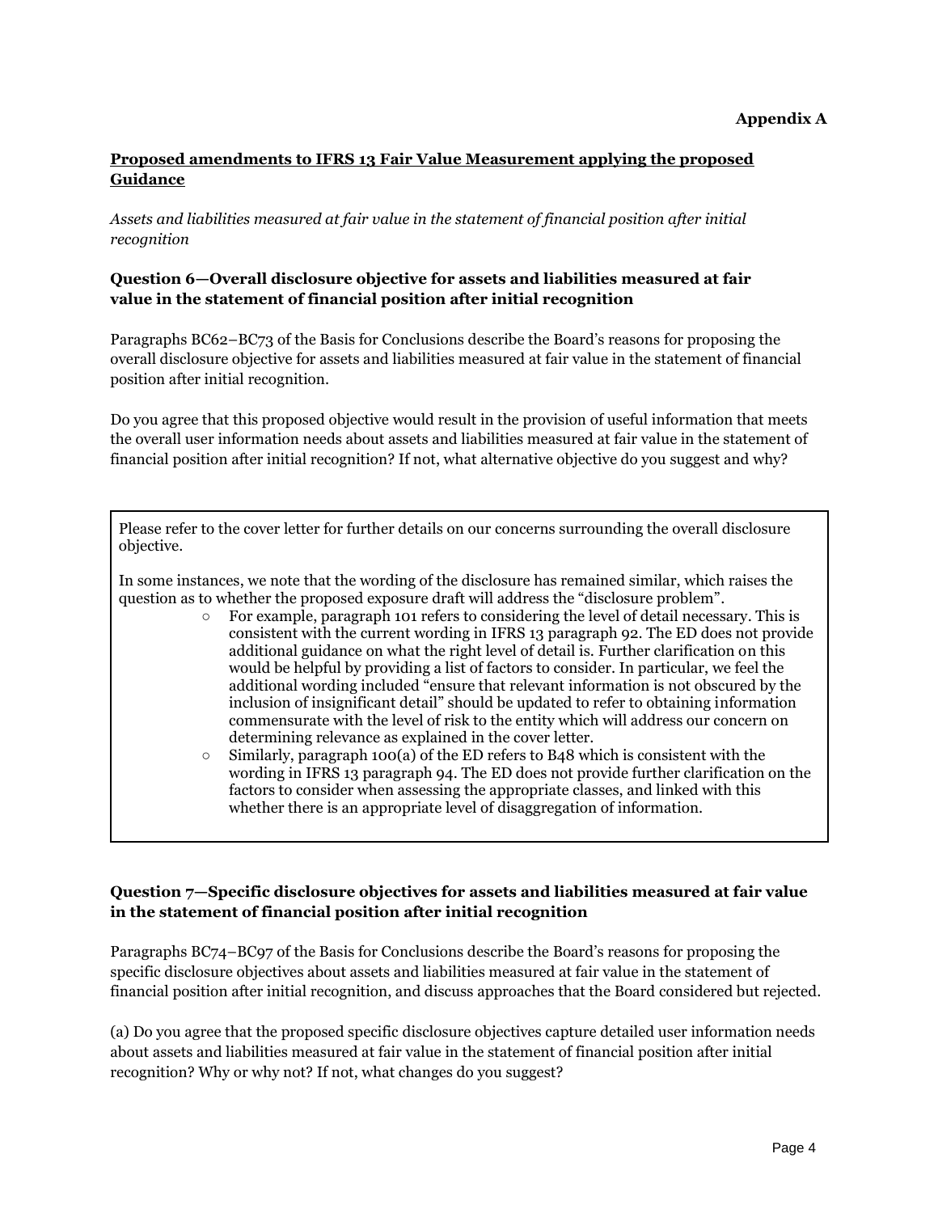**Appendix A**

## Proposed amendments to IFRS 13 Fair Value Measurement applying the proposed Guidance

*Assets and liabilities measured at fair value in the statement of financial position after initial recognition*

### Question 6—Overall disclosure objective for assets and liabilities measured at fair value in the statement of financial position after initial recognition

Paragraphs BC62–BC73 of the Basis for Conclusions describe the Board's reasons for proposing the overall disclosure objective for assets and liabilities measured at fair value in the statement of financial position after initial recognition.

Do you agree that this proposed objective would result in the provision of useful information that meets the overall user information needs about assets and liabilities measured at fair value in the statement of financial position after initial recognition? If not, what alternative objective do you suggest and why?

Please refer to the cover letter for further details on our concerns surrounding the overall disclosure objective.

In some instances, we note that the wording of the disclosure has remained similar, which raises the question as to whether the proposed exposure draft will address the "disclosure problem".

- For example, paragraph 101 refers to considering the level of detail necessary. This is consistent with the current wording in IFRS 13 paragraph 92. The ED does not provide additional guidance on what the right level of detail is. Further clarification on this would be helpful by providing a list of factors to consider. In particular, we feel the additional wording included "ensure that relevant information is not obscured by the inclusion of insignificant detail" should be updated to refer to obtaining information commensurate with the level of risk to the entity which will address our concern on determining relevance as explained in the cover letter.
- Similarly, paragraph 100(a) of the ED refers to B48 which is consistent with the wording in IFRS 13 paragraph 94. The ED does not provide further clarification on the factors to consider when assessing the appropriate classes, and linked with this whether there is an appropriate level of disaggregation of information.

### Question 7—Specific disclosure objectives for assets and liabilities measured at fair value in the statement of financial position after initial recognition

Paragraphs BC74–BC97 of the Basis for Conclusions describe the Board's reasons for proposing the specific disclosure objectives about assets and liabilities measured at fair value in the statement of financial position after initial recognition, and discuss approaches that the Board considered but rejected.

(a) Do you agree that the proposed specific disclosure objectives capture detailed user information needs about assets and liabilities measured at fair value in the statement of financial position after initial recognition? Why or why not? If not, what changes do you suggest?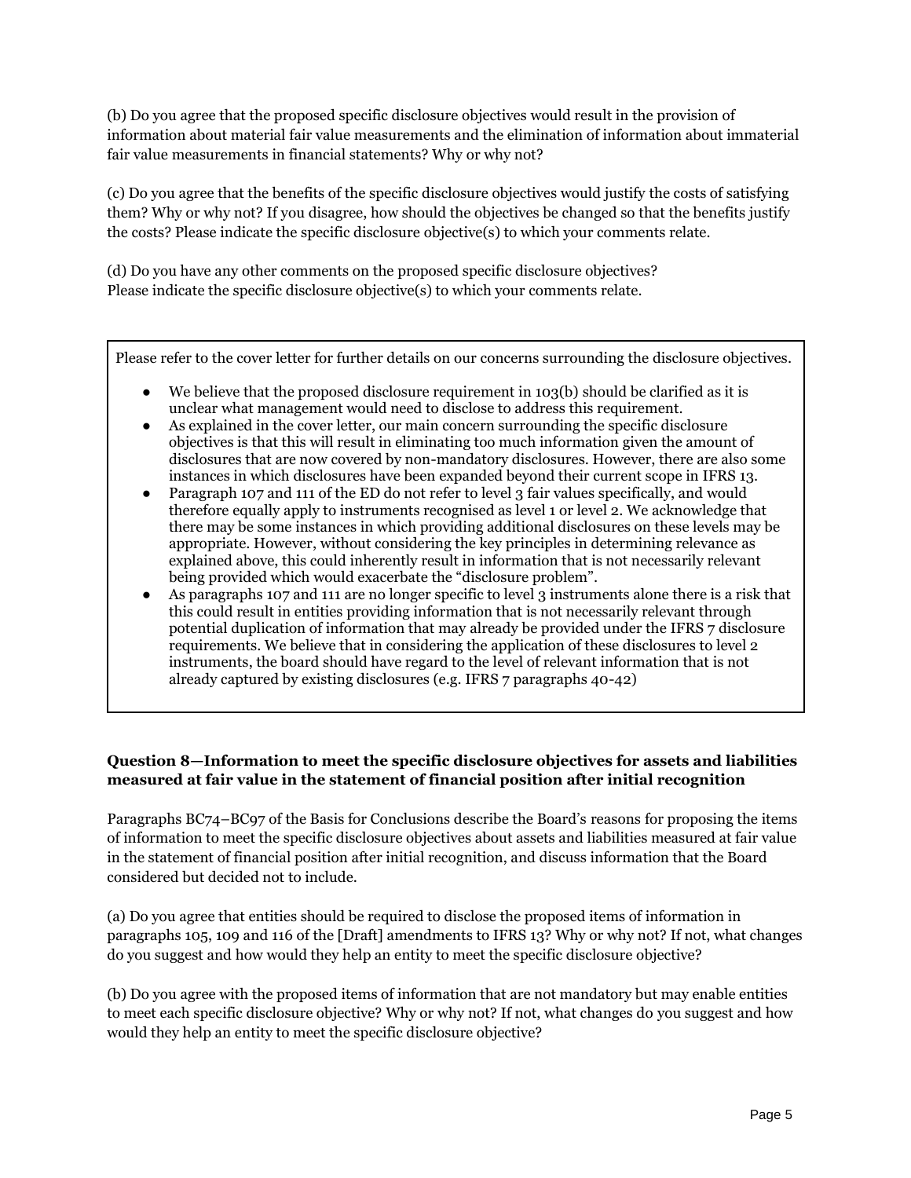(b) Do you agree that the proposed specific disclosure objectives would result in the provision of information about material fair value measurements and the elimination of information about immaterial fair value measurements in financial statements? Why or why not?

(c) Do you agree that the benefits of the specific disclosure objectives would justify the costs of satisfying them? Why or why not? If you disagree, how should the objectives be changed so that the benefits justify the costs? Please indicate the specific disclosure objective(s) to which your comments relate.

(d) Do you have any other comments on the proposed specific disclosure objectives? Please indicate the specific disclosure objective(s) to which your comments relate.

Please refer to the cover letter for further details on our concerns surrounding the disclosure objectives.

- We believe that the proposed disclosure requirement in 103(b) should be clarified as it is unclear what management would need to disclose to address this requirement.
- As explained in the cover letter, our main concern surrounding the specific disclosure objectives is that this will result in eliminating too much information given the amount of disclosures that are now covered by non-mandatory disclosures. However, there are also some instances in which disclosures have been expanded beyond their current scope in IFRS 13.
- Paragraph 107 and 111 of the ED do not refer to level 3 fair values specifically, and would therefore equally apply to instruments recognised as level 1 or level 2. We acknowledge that there may be some instances in which providing additional disclosures on these levels may be appropriate. However, without considering the key principles in determining relevance as explained above, this could inherently result in information that is not necessarily relevant being provided which would exacerbate the "disclosure problem".
- As paragraphs 107 and 111 are no longer specific to level 3 instruments alone there is a risk that this could result in entities providing information that is not necessarily relevant through potential duplication of information that may already be provided under the IFRS 7 disclosure requirements. We believe that in considering the application of these disclosures to level 2 instruments, the board should have regard to the level of relevant information that is not already captured by existing disclosures (e.g. IFRS 7 paragraphs 40-42)

**Question 8—Information to meet the specific disclosure objectives for assets and liabilities measured at fair value in the statement of financial position after initial recognition**

Paragraphs BC74–BC97 of the Basis for Conclusions describe the Board's reasons for proposing the items of information to meet the specific disclosure objectives about assets and liabilities measured at fair value in the statement of financial position after initial recognition, and discuss information that the Board considered but decided not to include.

(a) Do you agree that entities should be required to disclose the proposed items of information in paragraphs 105, 109 and 116 of the [Draft] amendments to IFRS 13? Why or why not? If not, what changes do you suggest and how would they help an entity to meet the specific disclosure objective?

(b) Do you agree with the proposed items of information that are not mandatory but may enable entities to meet each specific disclosure objective? Why or why not? If not, what changes do you suggest and how would they help an entity to meet the specific disclosure objective?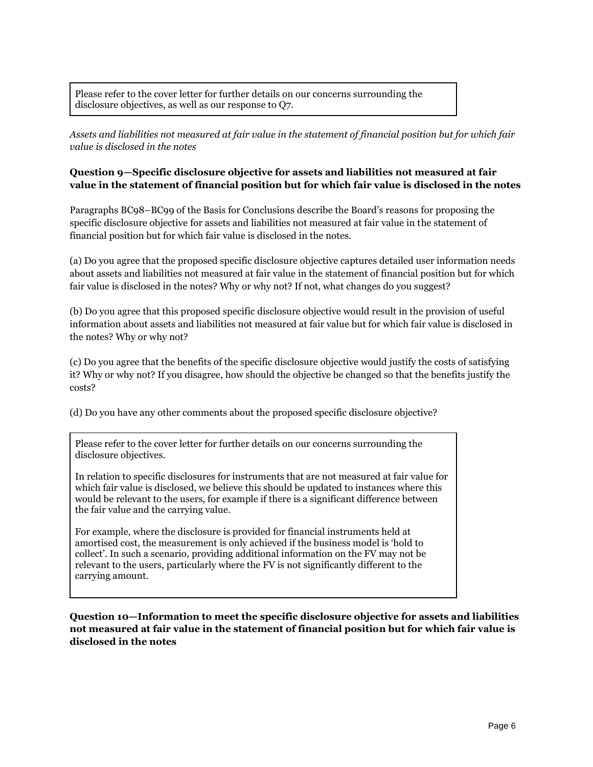Please refer to the cover letter for further details on our concerns surrounding the disclosure objectives, as well as our response to Q7.

*Assets and liabilities not measured at fair value in the statement of financial position but for which fair value is disclosed in the notes*

### Question 9—Specific disclosure objective for assets and liabilities not measured at fair value in the statement of financial position but for which fair value is disclosed in the notes

Paragraphs BC98–BC99 of the Basis for Conclusions describe the Board's reasons for proposing the specific disclosure objective for assets and liabilities not measured at fair value in the statement of financial position but for which fair value is disclosed in the notes.

(a) Do you agree that the proposed specific disclosure objective captures detailed user information needs about assets and liabilities not measured at fair value in the statement of financial position but for which fair value is disclosed in the notes? Why or why not? If not, what changes do you suggest?

(b) Do you agree that this proposed specific disclosure objective would result in the provision of useful information about assets and liabilities not measured at fair value but for which fair value is disclosed in the notes? Why or why not?

(c) Do you agree that the benefits of the specific disclosure objective would justify the costs of satisfying it? Why or why not? If you disagree, how should the objective be changed so that the benefits justify the costs?

(d) Do you have any other comments about the proposed specific disclosure objective?

Please refer to the cover letter for further details on our concerns surrounding the disclosure objectives.

In relation to specific disclosures for instruments that are not measured at fair value for which fair value is disclosed, we believe this should be updated to instances where this would be relevant to the users, for example if there is a significant difference between the fair value and the carrying value.

For example, where the disclosure is provided for financial instruments held at amortised cost, the measurement is only achieved if the business model is 'hold to collect'. In such a scenario, providing additional information on the FV may not be relevant to the users, particularly where the FV is not significantly different to the carrying amount.

### Question 10—Information to meet the specific disclosure objective for assets and liabilities not measured at fair value in the statement of financial position but for which fair value is disclosed in the notes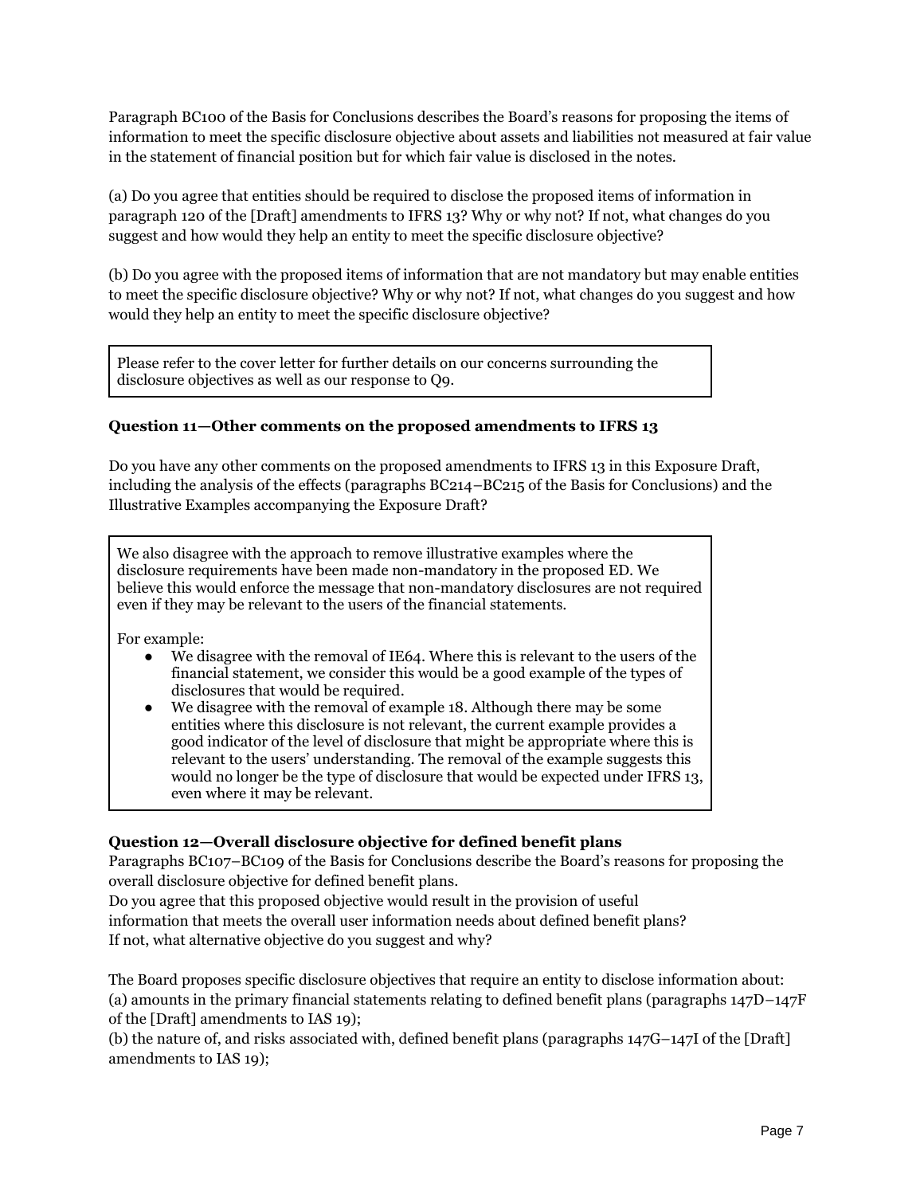Paragraph BC100 of the Basis for Conclusions describes the Board's reasons for proposing the items of information to meet the specific disclosure objective about assets and liabilities not measured at fair value in the statement of financial position but for which fair value is disclosed in the notes.

(a) Do you agree that entities should be required to disclose the proposed items of information in paragraph 120 of the [Draft] amendments to IFRS 13? Why or why not? If not, what changes do you suggest and how would they help an entity to meet the specific disclosure objective?

(b) Do you agree with the proposed items of information that are not mandatory but may enable entities to meet the specific disclosure objective? Why or why not? If not, what changes do you suggest and how would they help an entity to meet the specific disclosure objective?

> Please refer to the cover letter for further details on our concerns surrounding the disclosure objectives as well as our response to Q9.

### Question 11—Other comments on the proposed amendments to IFRS 13

Do you have any other comments on the proposed amendments to IFRS 13 in this Exposure Draft, including the analysis of the effects (paragraphs BC214–BC215 of the Basis for Conclusions) and the Illustrative Examples accompanying the Exposure Draft?

> We also disagree with the approach to remove illustrative examples where the disclosure requirements have been made non-mandatory in the proposed ED. We believe this would enforce the message that non-mandatory disclosures are not required even if they may be relevant to the users of the financial statements.
>
> For example:
>
> - We disagree with the removal of IE64. Where this is relevant to the users of the financial statement, we consider this would be a good example of the types of disclosures that would be required.
> - We disagree with the removal of example 18. Although there may be some entities where this disclosure is not relevant, the current example provides a good indicator of the level of disclosure that might be appropriate where this is relevant to the users' understanding. The removal of the example suggests this would no longer be the type of disclosure that would be expected under IFRS 13, even where it may be relevant.

### Question 12—Overall disclosure objective for defined benefit plans

Paragraphs BC107–BC109 of the Basis for Conclusions describe the Board's reasons for proposing the overall disclosure objective for defined benefit plans.
Do you agree that this proposed objective would result in the provision of useful information that meets the overall user information needs about defined benefit plans?
If not, what alternative objective do you suggest and why?

The Board proposes specific disclosure objectives that require an entity to disclose information about:
(a) amounts in the primary financial statements relating to defined benefit plans (paragraphs 147D–147F of the [Draft] amendments to IAS 19);
(b) the nature of, and risks associated with, defined benefit plans (paragraphs 147G–147I of the [Draft] amendments to IAS 19);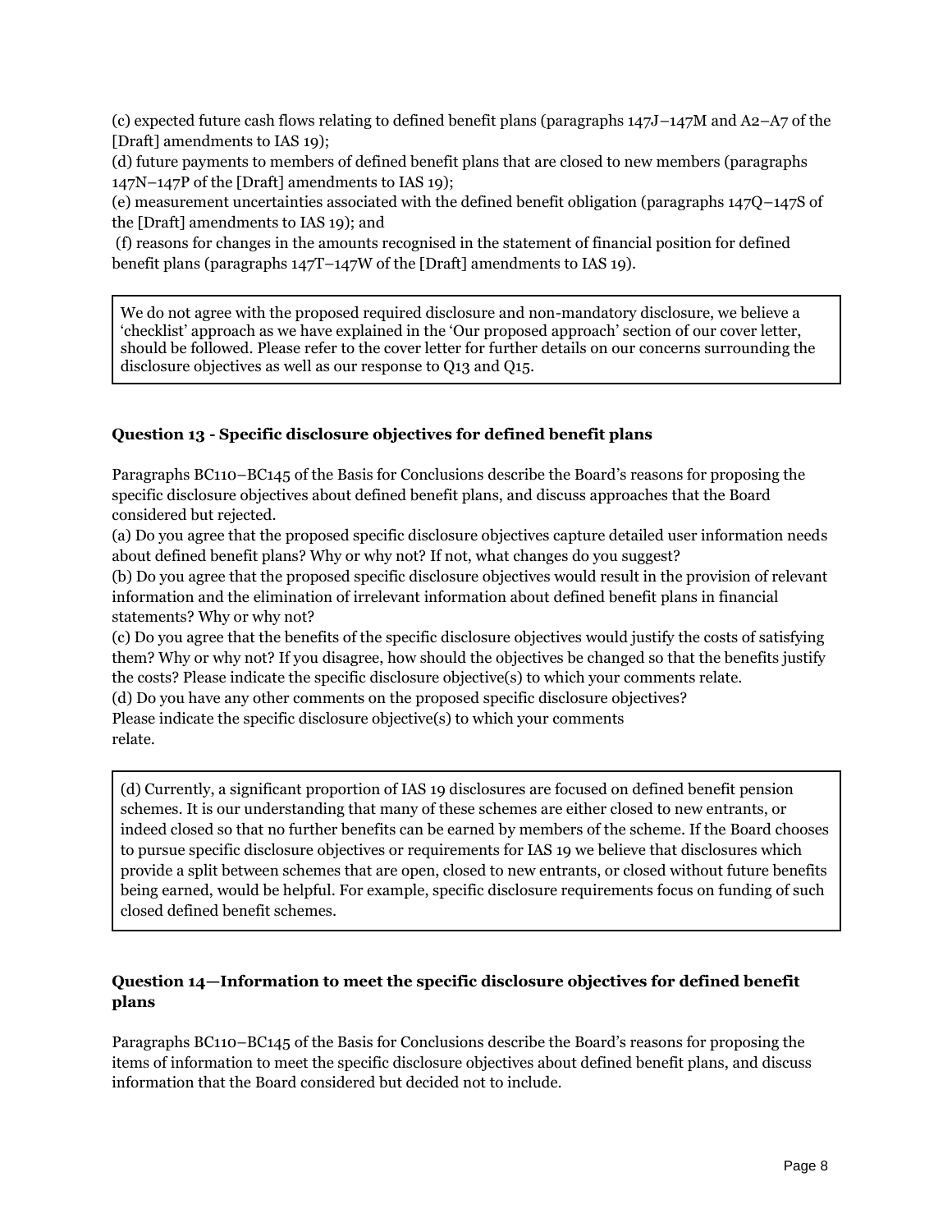(c) expected future cash flows relating to defined benefit plans (paragraphs 147J–147M and A2–A7 of the [Draft] amendments to IAS 19);
(d) future payments to members of defined benefit plans that are closed to new members (paragraphs 147N–147P of the [Draft] amendments to IAS 19);
(e) measurement uncertainties associated with the defined benefit obligation (paragraphs 147Q–147S of the [Draft] amendments to IAS 19); and
(f) reasons for changes in the amounts recognised in the statement of financial position for defined benefit plans (paragraphs 147T–147W of the [Draft] amendments to IAS 19).

> We do not agree with the proposed required disclosure and non-mandatory disclosure, we believe a 'checklist' approach as we have explained in the 'Our proposed approach' section of our cover letter, should be followed. Please refer to the cover letter for further details on our concerns surrounding the disclosure objectives as well as our response to Q13 and Q15.

**Question 13 - Specific disclosure objectives for defined benefit plans**

Paragraphs BC110–BC145 of the Basis for Conclusions describe the Board's reasons for proposing the specific disclosure objectives about defined benefit plans, and discuss approaches that the Board considered but rejected.

(a) Do you agree that the proposed specific disclosure objectives capture detailed user information needs about defined benefit plans? Why or why not? If not, what changes do you suggest?
(b) Do you agree that the proposed specific disclosure objectives would result in the provision of relevant information and the elimination of irrelevant information about defined benefit plans in financial statements? Why or why not?
(c) Do you agree that the benefits of the specific disclosure objectives would justify the costs of satisfying them? Why or why not? If you disagree, how should the objectives be changed so that the benefits justify the costs? Please indicate the specific disclosure objective(s) to which your comments relate.
(d) Do you have any other comments on the proposed specific disclosure objectives?
Please indicate the specific disclosure objective(s) to which your comments relate.

> (d) Currently, a significant proportion of IAS 19 disclosures are focused on defined benefit pension schemes. It is our understanding that many of these schemes are either closed to new entrants, or indeed closed so that no further benefits can be earned by members of the scheme. If the Board chooses to pursue specific disclosure objectives or requirements for IAS 19 we believe that disclosures which provide a split between schemes that are open, closed to new entrants, or closed without future benefits being earned, would be helpful. For example, specific disclosure requirements focus on funding of such closed defined benefit schemes.

**Question 14—Information to meet the specific disclosure objectives for defined benefit plans**

Paragraphs BC110–BC145 of the Basis for Conclusions describe the Board's reasons for proposing the items of information to meet the specific disclosure objectives about defined benefit plans, and discuss information that the Board considered but decided not to include.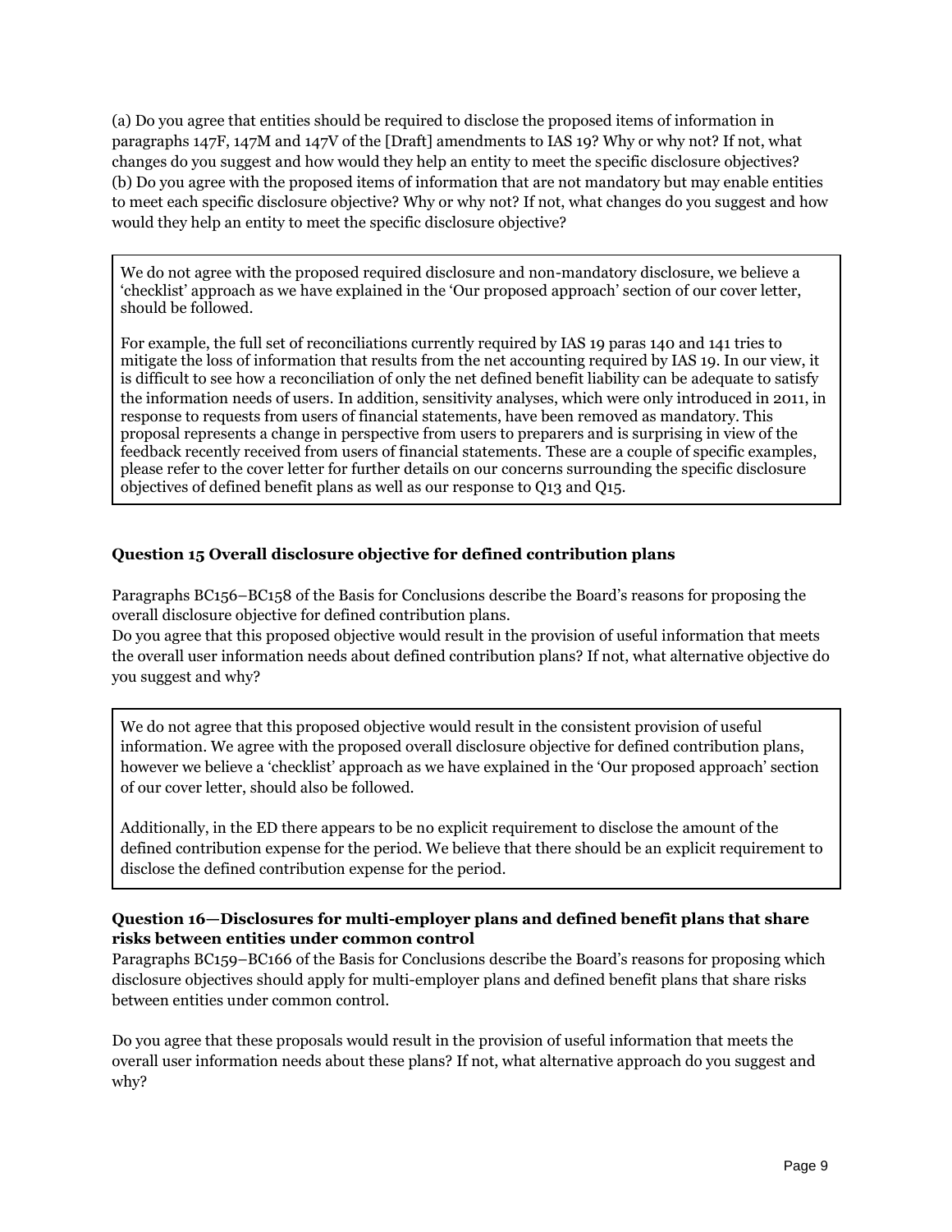(a) Do you agree that entities should be required to disclose the proposed items of information in paragraphs 147F, 147M and 147V of the [Draft] amendments to IAS 19? Why or why not? If not, what changes do you suggest and how would they help an entity to meet the specific disclosure objectives?
(b) Do you agree with the proposed items of information that are not mandatory but may enable entities to meet each specific disclosure objective? Why or why not? If not, what changes do you suggest and how would they help an entity to meet the specific disclosure objective?

> We do not agree with the proposed required disclosure and non-mandatory disclosure, we believe a 'checklist' approach as we have explained in the 'Our proposed approach' section of our cover letter, should be followed.
>
> For example, the full set of reconciliations currently required by IAS 19 paras 140 and 141 tries to mitigate the loss of information that results from the net accounting required by IAS 19. In our view, it is difficult to see how a reconciliation of only the net defined benefit liability can be adequate to satisfy the information needs of users. In addition, sensitivity analyses, which were only introduced in 2011, in response to requests from users of financial statements, have been removed as mandatory. This proposal represents a change in perspective from users to preparers and is surprising in view of the feedback recently received from users of financial statements. These are a couple of specific examples, please refer to the cover letter for further details on our concerns surrounding the specific disclosure objectives of defined benefit plans as well as our response to Q13 and Q15.

**Question 15 Overall disclosure objective for defined contribution plans**

Paragraphs BC156–BC158 of the Basis for Conclusions describe the Board's reasons for proposing the overall disclosure objective for defined contribution plans.
Do you agree that this proposed objective would result in the provision of useful information that meets the overall user information needs about defined contribution plans? If not, what alternative objective do you suggest and why?

> We do not agree that this proposed objective would result in the consistent provision of useful information. We agree with the proposed overall disclosure objective for defined contribution plans, however we believe a 'checklist' approach as we have explained in the 'Our proposed approach' section of our cover letter, should also be followed.
>
> Additionally, in the ED there appears to be no explicit requirement to disclose the amount of the defined contribution expense for the period. We believe that there should be an explicit requirement to disclose the defined contribution expense for the period.

**Question 16—Disclosures for multi-employer plans and defined benefit plans that share risks between entities under common control**

Paragraphs BC159–BC166 of the Basis for Conclusions describe the Board's reasons for proposing which disclosure objectives should apply for multi-employer plans and defined benefit plans that share risks between entities under common control.

Do you agree that these proposals would result in the provision of useful information that meets the overall user information needs about these plans? If not, what alternative approach do you suggest and why?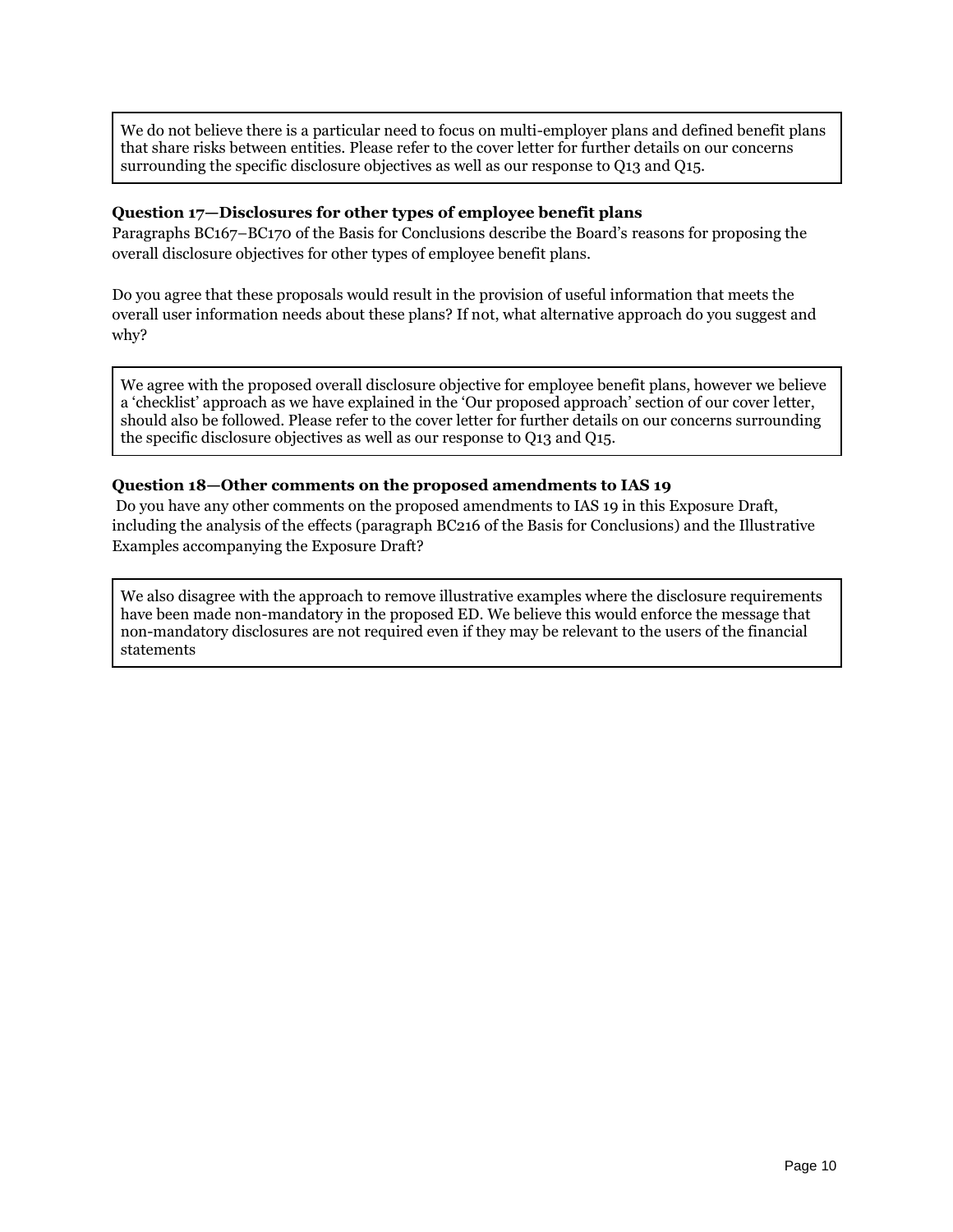We do not believe there is a particular need to focus on multi-employer plans and defined benefit plans that share risks between entities. Please refer to the cover letter for further details on our concerns surrounding the specific disclosure objectives as well as our response to Q13 and Q15.

**Question 17—Disclosures for other types of employee benefit plans**

Paragraphs BC167–BC170 of the Basis for Conclusions describe the Board's reasons for proposing the overall disclosure objectives for other types of employee benefit plans.

Do you agree that these proposals would result in the provision of useful information that meets the overall user information needs about these plans? If not, what alternative approach do you suggest and why?

We agree with the proposed overall disclosure objective for employee benefit plans, however we believe a 'checklist' approach as we have explained in the 'Our proposed approach' section of our cover letter, should also be followed. Please refer to the cover letter for further details on our concerns surrounding the specific disclosure objectives as well as our response to Q13 and Q15.

**Question 18—Other comments on the proposed amendments to IAS 19**

Do you have any other comments on the proposed amendments to IAS 19 in this Exposure Draft, including the analysis of the effects (paragraph BC216 of the Basis for Conclusions) and the Illustrative Examples accompanying the Exposure Draft?

We also disagree with the approach to remove illustrative examples where the disclosure requirements have been made non-mandatory in the proposed ED. We believe this would enforce the message that non-mandatory disclosures are not required even if they may be relevant to the users of the financial statements